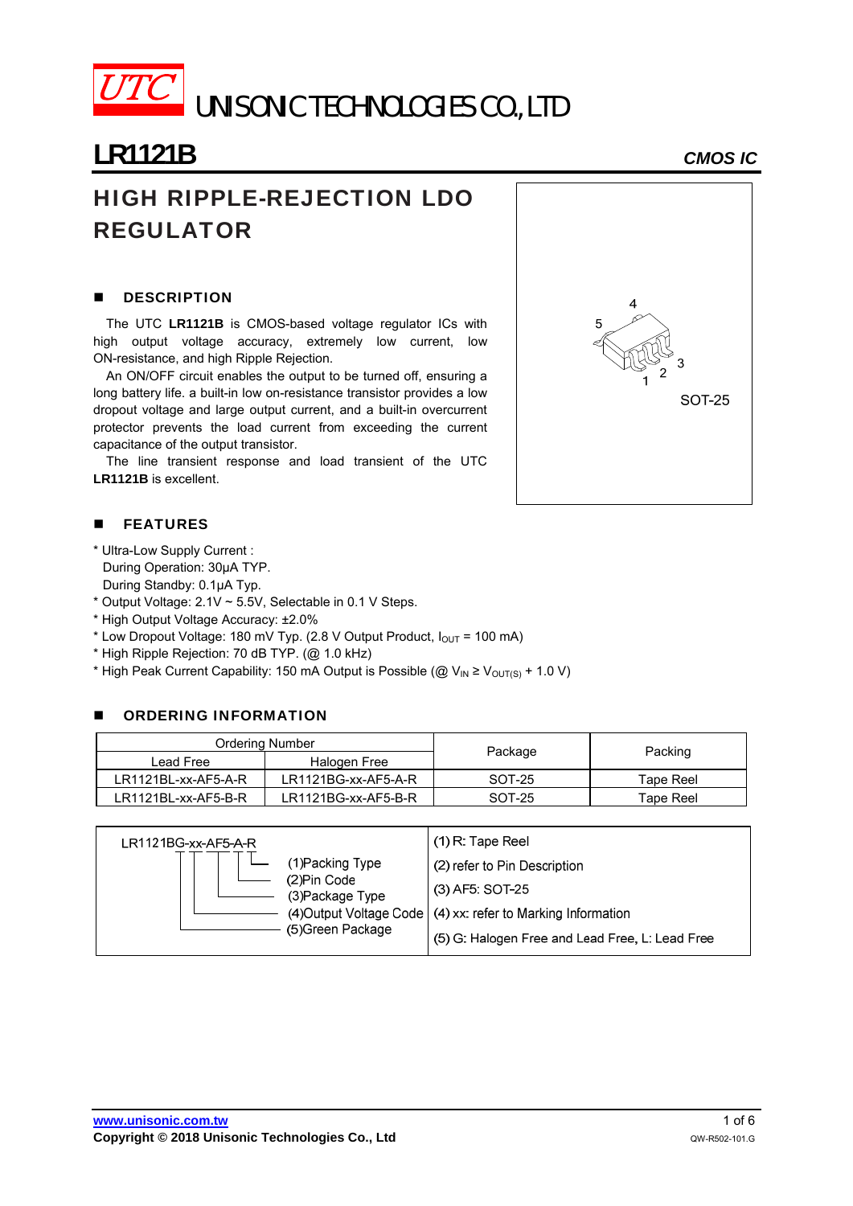# UTC UNISONIC TECHNOLOGIES CO., LTD

**LR1121B** *CMOS IC*

## HIGH RIPPLE-REJECTION LDO REGULATOR

SOT-25

4
5
3
2
1

### ■ DESCRIPTION

The UTC **LR1121B** is CMOS-based voltage regulator ICs with high output voltage accuracy, extremely low current, low ON-resistance, and high Ripple Rejection.

An ON/OFF circuit enables the output to be turned off, ensuring a long battery life. a built-in low on-resistance transistor provides a low dropout voltage and large output current, and a built-in overcurrent protector prevents the load current from exceeding the current capacitance of the output transistor.

The line transient response and load transient of the UTC **LR1121B** is excellent.

### ■ FEATURES

* Ultra-Low Supply Current :
  During Operation: 30μA TYP.
  During Standby: 0.1μA Typ.
* Output Voltage: 2.1V ~ 5.5V, Selectable in 0.1 V Steps.
* High Output Voltage Accuracy: ±2.0%
* Low Dropout Voltage: 180 mV Typ. (2.8 V Output Product, $I_{OUT}$ = 100 mA)
* High Ripple Rejection: 70 dB TYP. (@ 1.0 kHz)
* High Peak Current Capability: 150 mA Output is Possible (@ $V_{IN} \geq V_{OUT(S)}$ + 1.0 V)

### ■ ORDERING INFORMATION

| Ordering Number | | Package | Packing |
|---|---|---|---|
| Lead Free | Halogen Free | | |
| LR1121BL-xx-AF5-A-R | LR1121BG-xx-AF5-A-R | SOT-25 | Tape Reel |
| LR1121BL-xx-AF5-B-R | LR1121BG-xx-AF5-B-R | SOT-25 | Tape Reel |

LR1121BG-xx-AF5-A-R
(1)Packing Type
(2)Pin Code
(3)Package Type
(4)Output Voltage Code
(5)Green Package

(1) R: Tape Reel
(2) refer to Pin Description
(3) AF5: SOT-25
(4) xx: refer to Marking Information
(5) G: Halogen Free and Lead Free, L: Lead Free

www.unisonic.com.tw
Copyright © 2018 Unisonic Technologies Co., Ltd
QW-R502-101.G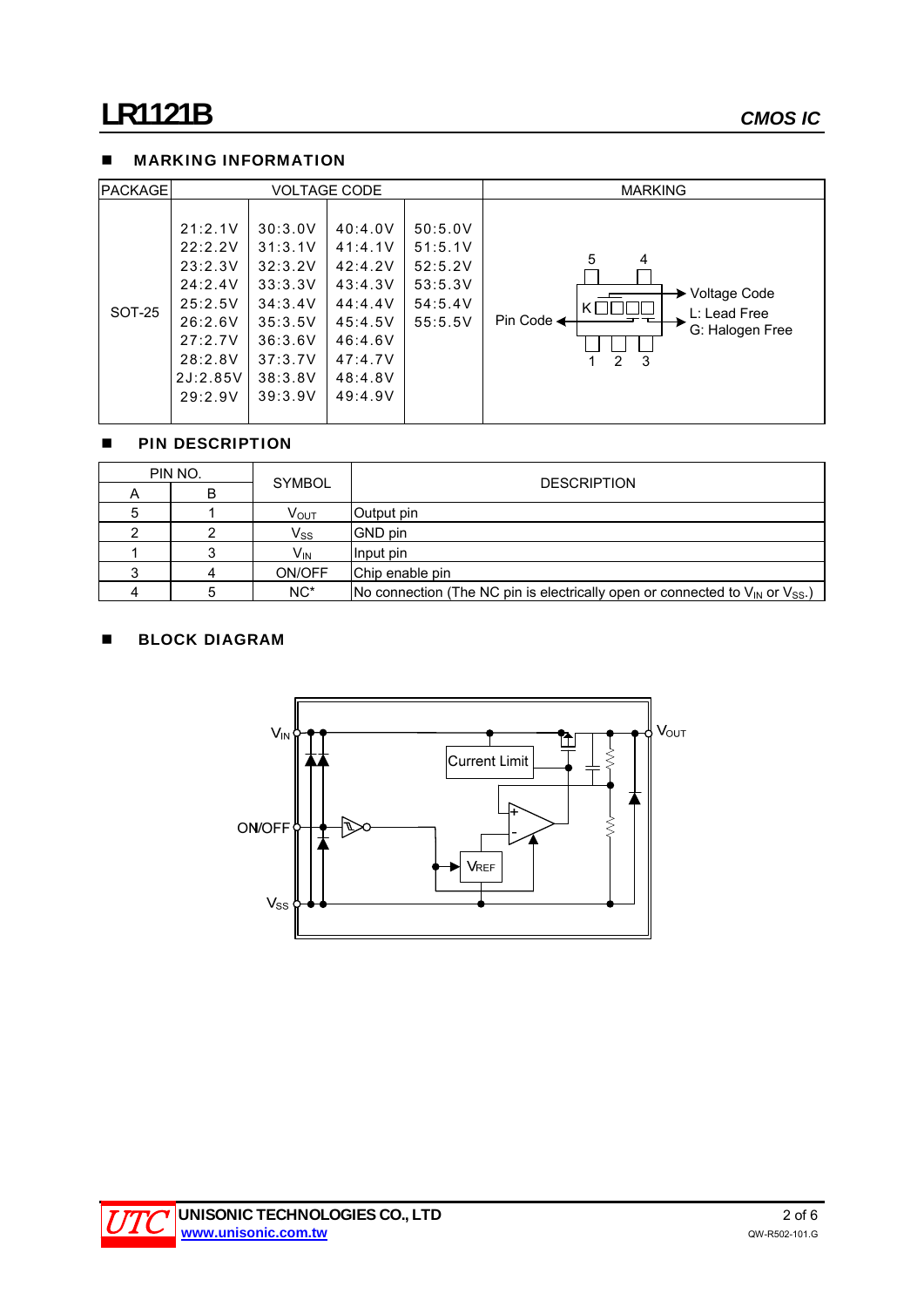## MARKING INFORMATION

| PACKAGE | VOLTAGE CODE | | | | MARKING |
|---|---|---|---|---|---|
| SOT-25 | 21:2.1V<br>22:2.2V<br>23:2.3V<br>24:2.4V<br>25:2.5V<br>26:2.6V<br>27:2.7V<br>28:2.8V<br>2J:2.85V<br>29:2.9V | 30:3.0V<br>31:3.1V<br>32:3.2V<br>33:3.3V<br>34:3.4V<br>35:3.5V<br>36:3.6V<br>37:3.7V<br>38:3.8V<br>39:3.9V | 40:4.0V<br>41:4.1V<br>42:4.2V<br>43:4.3V<br>44:4.4V<br>45:4.5V<br>46:4.6V<br>47:4.7V<br>48:4.8V<br>49:4.9V | 50:5.0V<br>51:5.1V<br>52:5.2V<br>53:5.3V<br>54:5.4V<br>55:5.5V | 5 4<br>K □□□□<br>Pin Code<br>Voltage Code<br>L: Lead Free<br>G: Halogen Free<br>1 2 3 |

## PIN DESCRIPTION

| PIN NO. | | SYMBOL | DESCRIPTION |
|---|---|---|---|
| A | B | | |
| 5 | 1 | $V_{OUT}$ | Output pin |
| 2 | 2 | $V_{SS}$ | GND pin |
| 1 | 3 | $V_{IN}$ | Input pin |
| 3 | 4 | ON/OFF | Chip enable pin |
| 4 | 5 | NC* | No connection (The NC pin is electrically open or connected to $V_{IN}$ or $V_{SS}$.) |

## BLOCK DIAGRAM

$V_{IN}$
$V_{OUT}$
Current Limit
ON/OFF
$V_{REF}$
$V_{SS}$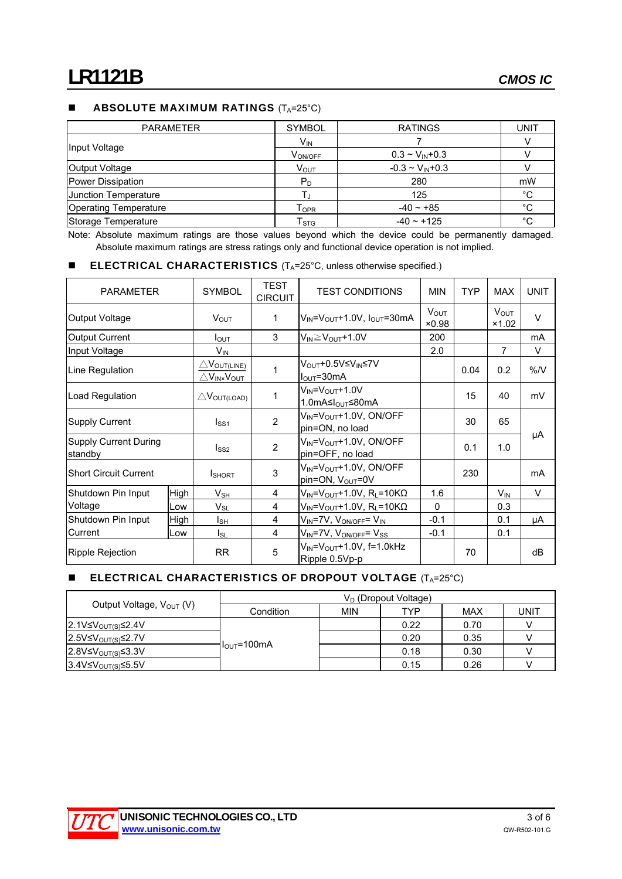## ■ ABSOLUTE MAXIMUM RATINGS ($T_A$=25°C)

| PARAMETER | SYMBOL | RATINGS | UNIT |
|---|---|---|---|
| Input Voltage | $V_{IN}$ | 7 | V |
| | $V_{ON/OFF}$ | 0.3 ~ $V_{IN}$+0.3 | V |
| Output Voltage | $V_{OUT}$ | -0.3 ~ $V_{IN}$+0.3 | V |
| Power Dissipation | $P_D$ | 280 | mW |
| Junction Temperature | $T_J$ | 125 | °C |
| Operating Temperature | $T_{OPR}$ | -40 ~ +85 | °C |
| Storage Temperature | $T_{STG}$ | -40 ~ +125 | °C |

Note: Absolute maximum ratings are those values beyond which the device could be permanently damaged. Absolute maximum ratings are stress ratings only and functional device operation is not implied.

## ■ ELECTRICAL CHARACTERISTICS ($T_A$=25°C, unless otherwise specified.)

| PARAMETER | | SYMBOL | TEST CIRCUIT | TEST CONDITIONS | MIN | TYP | MAX | UNIT |
|---|---|---|---|---|---|---|---|---|
| Output Voltage | | $V_{OUT}$ | 1 | $V_{IN}$=$V_{OUT}$+1.0V, $I_{OUT}$=30mA | $V_{OUT}$ ×0.98 | | $V_{OUT}$ ×1.02 | V |
| Output Current | | $I_{OUT}$ | 3 | $V_{IN}$≧$V_{OUT}$+1.0V | 200 | | | mA |
| Input Voltage | | $V_{IN}$ | | | 2.0 | | 7 | V |
| Line Regulation | | $\frac{\triangle V_{OUT(LINE)}}{\triangle V_{IN} \times V_{OUT}}$ | 1 | $V_{OUT}$+0.5V≤$V_{IN}$≤7V $I_{OUT}$=30mA | | 0.04 | 0.2 | %/V |
| Load Regulation | | $\triangle V_{OUT(LOAD)}$ | 1 | $V_{IN}$=$V_{OUT}$+1.0V 1.0mA≤$I_{OUT}$≤80mA | | 15 | 40 | mV |
| Supply Current | | $I_{SS1}$ | 2 | $V_{IN}$=$V_{OUT}$+1.0V, ON/OFF pin=ON, no load | | 30 | 65 | μA |
| Supply Current During standby | | $I_{SS2}$ | 2 | $V_{IN}$=$V_{OUT}$+1.0V, ON/OFF pin=OFF, no load | | 0.1 | 1.0 | μA |
| Short Circuit Current | | $I_{SHORT}$ | 3 | $V_{IN}$=$V_{OUT}$+1.0V, ON/OFF pin=ON, $V_{OUT}$=0V | | 230 | | mA |
| Shutdown Pin Input Voltage | High | $V_{SH}$ | 4 | $V_{IN}$=$V_{OUT}$+1.0V, $R_L$=10KΩ | 1.6 | | $V_{IN}$ | V |
| | Low | $V_{SL}$ | 4 | $V_{IN}$=$V_{OUT}$+1.0V, $R_L$=10KΩ | 0 | | 0.3 | V |
| Shutdown Pin Input Current | High | $I_{SH}$ | 4 | $V_{IN}$=7V, $V_{ON/OFF}$= $V_{IN}$ | -0.1 | | 0.1 | μA |
| | Low | $I_{SL}$ | 4 | $V_{IN}$=7V, $V_{ON/OFF}$= $V_{SS}$ | -0.1 | | 0.1 | μA |
| Ripple Rejection | | RR | 5 | $V_{IN}$=$V_{OUT}$+1.0V, f=1.0kHz Ripple 0.5Vp-p | | 70 | | dB |

## ■ ELECTRICAL CHARACTERISTICS OF DROPOUT VOLTAGE ($T_A$=25°C)

| Output Voltage, $V_{OUT}$ (V) | $V_D$ (Dropout Voltage) | | | | |
|---|---|---|---|---|---|
| | Condition | MIN | TYP | MAX | UNIT |
| 2.1V≤$V_{OUT(S)}$≤2.4V | $I_{OUT}$=100mA | | 0.22 | 0.70 | V |
| 2.5V≤$V_{OUT(S)}$≤2.7V | | | 0.20 | 0.35 | V |
| 2.8V≤$V_{OUT(S)}$≤3.3V | | | 0.18 | 0.30 | V |
| 3.4V≤$V_{OUT(S)}$≤5.5V | | | 0.15 | 0.26 | V |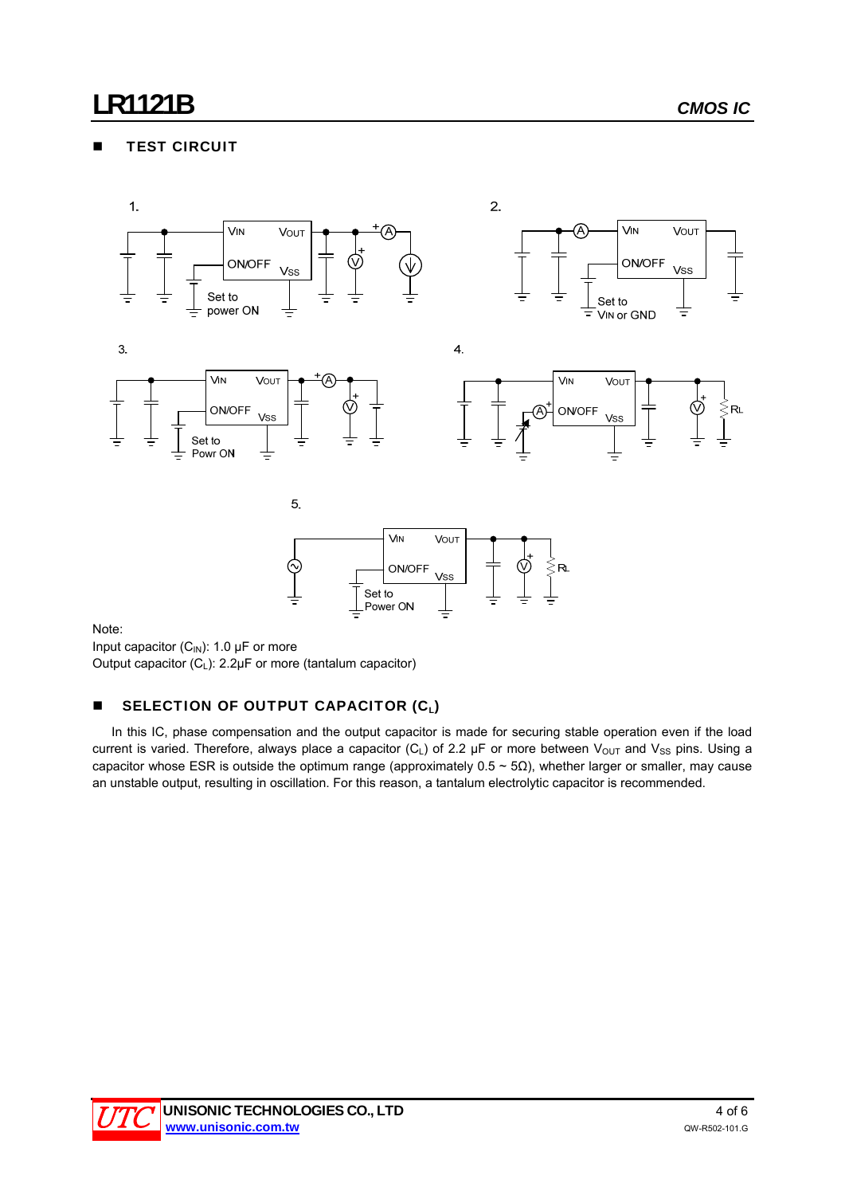## TEST CIRCUIT

1.

VIN VOUT
ON/OFF VSS
Set to power ON

2.

VIN VOUT
ON/OFF VSS
Set to VIN or GND

3.

VIN VOUT
ON/OFF VSS
Set to Powr ON

4.

VIN VOUT
ON/OFF VSS
RL

5.

VIN VOUT
ON/OFF VSS
Set to Power ON
RL

Note:
Input capacitor ($C_{IN}$): 1.0 μF or more
Output capacitor ($C_L$): 2.2μF or more (tantalum capacitor)

## SELECTION OF OUTPUT CAPACITOR ($C_L$)

In this IC, phase compensation and the output capacitor is made for securing stable operation even if the load current is varied. Therefore, always place a capacitor ($C_L$) of 2.2 μF or more between $V_{OUT}$ and $V_{SS}$ pins. Using a capacitor whose ESR is outside the optimum range (approximately 0.5 ~ 5Ω), whether larger or smaller, may cause an unstable output, resulting in oscillation. For this reason, a tantalum electrolytic capacitor is recommended.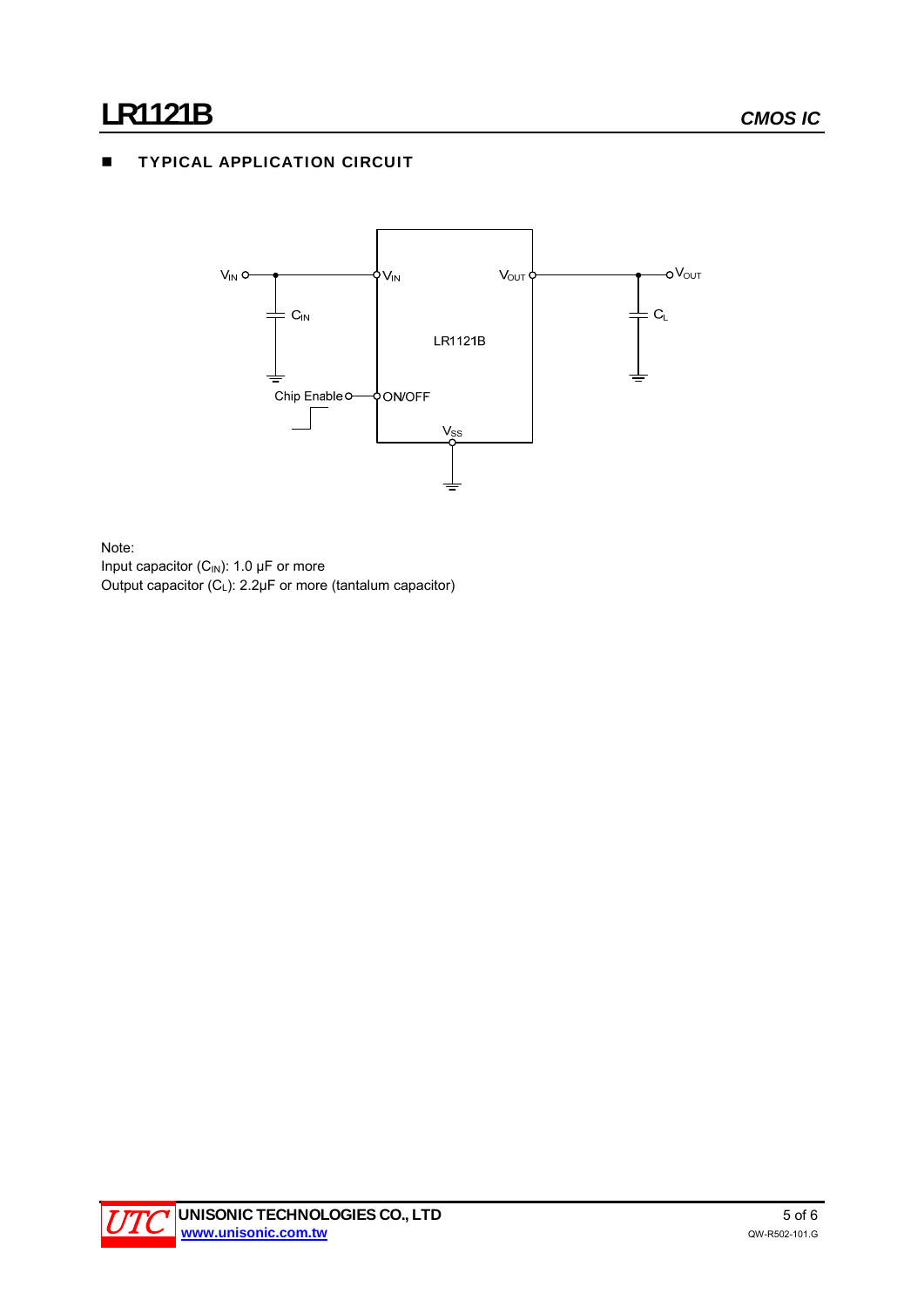## TYPICAL APPLICATION CIRCUIT

$V_{IN}$

$C_{IN}$

Chip Enable

$V_{IN}$

ON/OFF

LR1121B

$V_{SS}$

$V_{OUT}$

$C_L$

$V_{OUT}$

Note:
Input capacitor ($C_{IN}$): 1.0 μF or more
Output capacitor ($C_L$): 2.2μF or more (tantalum capacitor)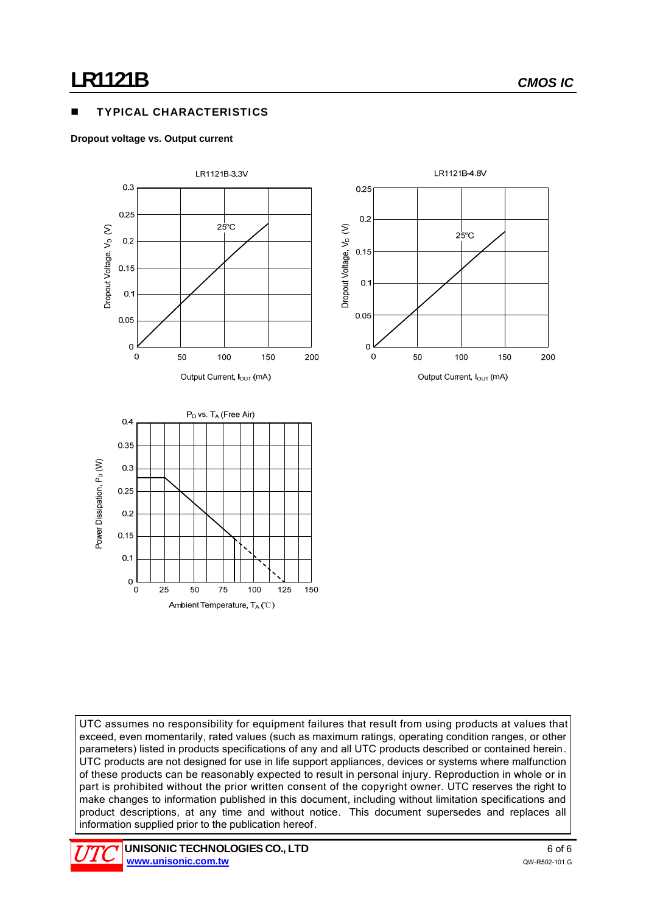## TYPICAL CHARACTERISTICS

**Dropout voltage vs. Output current**

LR1121B-3.3V

Dropout Voltage, $V_D$ (V)

0.3
0.25
0.2
0.15
0.1
0.05
0

25°C

0 50 100 150 200

Output Current, $I_{OUT}$ (mA)

LR1121B-4.8V

Dropout Voltage, $V_D$ (V)

0.25
0.2
0.15
0.1
0.05
0

25°C

0 50 100 150 200

Output Current, $I_{OUT}$ (mA)

$P_D$ vs. $T_A$ (Free Air)

Power Dissipation, $P_D$ (W)

0.4
0.35
0.3
0.25
0.2
0.15
0.1
0

0 25 50 75 100 125 150

Ambient Temperature, $T_A$ (℃)

UTC assumes no responsibility for equipment failures that result from using products at values that exceed, even momentarily, rated values (such as maximum ratings, operating condition ranges, or other parameters) listed in products specifications of any and all UTC products described or contained herein. UTC products are not designed for use in life support appliances, devices or systems where malfunction of these products can be reasonably expected to result in personal injury. Reproduction in whole or in part is prohibited without the prior written consent of the copyright owner. UTC reserves the right to make changes to information published in this document, including without limitation specifications and product descriptions, at any time and without notice. This document supersedes and replaces all information supplied prior to the publication hereof.